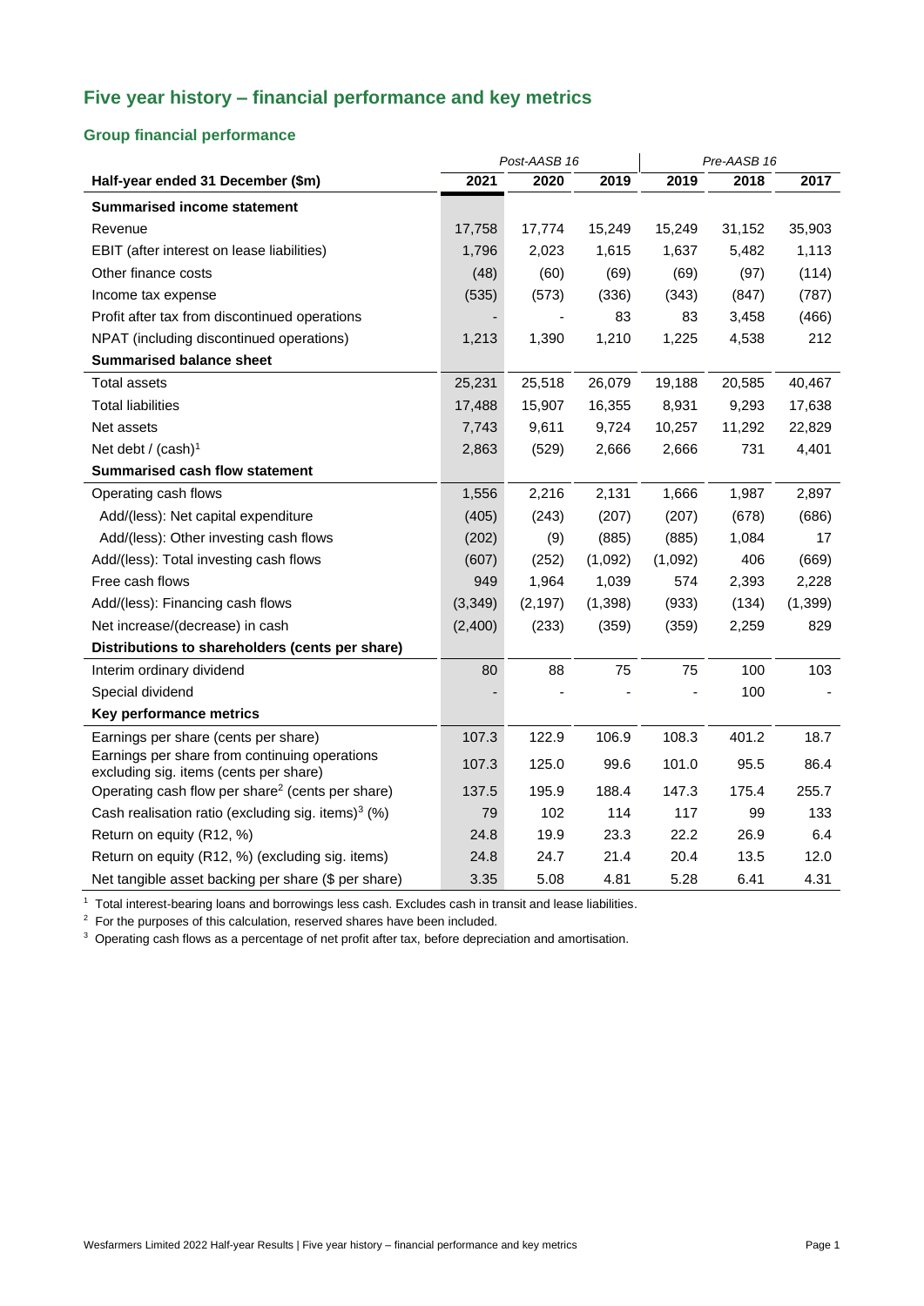# Five year history – financial performance and key metrics

## Group financial performance

| | Post-AASB 16 | | | Pre-AASB 16 | | |
|---|---|---|---|---|---|---|
| **Half-year ended 31 December ($m)** | **2021** | **2020** | **2019** | **2019** | **2018** | **2017** |
| **Summarised income statement** | | | | | | |
| Revenue | 17,758 | 17,774 | 15,249 | 15,249 | 31,152 | 35,903 |
| EBIT (after interest on lease liabilities) | 1,796 | 2,023 | 1,615 | 1,637 | 5,482 | 1,113 |
| Other finance costs | (48) | (60) | (69) | (69) | (97) | (114) |
| Income tax expense | (535) | (573) | (336) | (343) | (847) | (787) |
| Profit after tax from discontinued operations | - | - | 83 | 83 | 3,458 | (466) |
| NPAT (including discontinued operations) | 1,213 | 1,390 | 1,210 | 1,225 | 4,538 | 212 |
| **Summarised balance sheet** | | | | | | |
| Total assets | 25,231 | 25,518 | 26,079 | 19,188 | 20,585 | 40,467 |
| Total liabilities | 17,488 | 15,907 | 16,355 | 8,931 | 9,293 | 17,638 |
| Net assets | 7,743 | 9,611 | 9,724 | 10,257 | 11,292 | 22,829 |
| Net debt / (cash)[1] | 2,863 | (529) | 2,666 | 2,666 | 731 | 4,401 |
| **Summarised cash flow statement** | | | | | | |
| Operating cash flows | 1,556 | 2,216 | 2,131 | 1,666 | 1,987 | 2,897 |
| Add/(less): Net capital expenditure | (405) | (243) | (207) | (207) | (678) | (686) |
| Add/(less): Other investing cash flows | (202) | (9) | (885) | (885) | 1,084 | 17 |
| Add/(less): Total investing cash flows | (607) | (252) | (1,092) | (1,092) | 406 | (669) |
| Free cash flows | 949 | 1,964 | 1,039 | 574 | 2,393 | 2,228 |
| Add/(less): Financing cash flows | (3,349) | (2,197) | (1,398) | (933) | (134) | (1,399) |
| Net increase/(decrease) in cash | (2,400) | (233) | (359) | (359) | 2,259 | 829 |
| **Distributions to shareholders (cents per share)** | | | | | | |
| Interim ordinary dividend | 80 | 88 | 75 | 75 | 100 | 103 |
| Special dividend | - | - | - | - | 100 | - |
| **Key performance metrics** | | | | | | |
| Earnings per share (cents per share) | 107.3 | 122.9 | 106.9 | 108.3 | 401.2 | 18.7 |
| Earnings per share from continuing operations excluding sig. items (cents per share) | 107.3 | 125.0 | 99.6 | 101.0 | 95.5 | 86.4 |
| Operating cash flow per share[2] (cents per share) | 137.5 | 195.9 | 188.4 | 147.3 | 175.4 | 255.7 |
| Cash realisation ratio (excluding sig. items)[3] (%) | 79 | 102 | 114 | 117 | 99 | 133 |
| Return on equity (R12, %) | 24.8 | 19.9 | 23.3 | 22.2 | 26.9 | 6.4 |
| Return on equity (R12, %) (excluding sig. items) | 24.8 | 24.7 | 21.4 | 20.4 | 13.5 | 12.0 |
| Net tangible asset backing per share ($ per share) | 3.35 | 5.08 | 4.81 | 5.28 | 6.41 | 4.31 |

[1] Total interest-bearing loans and borrowings less cash. Excludes cash in transit and lease liabilities.

[2] For the purposes of this calculation, reserved shares have been included.

[3] Operating cash flows as a percentage of net profit after tax, before depreciation and amortisation.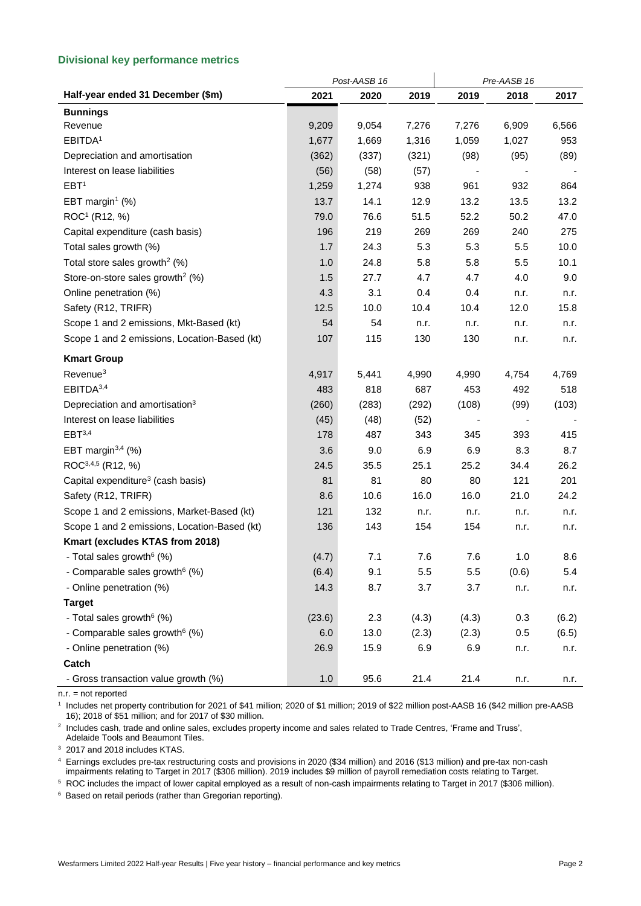### Divisional key performance metrics

| Half-year ended 31 December ($m) | *Post-AASB 16* | | | *Pre-AASB 16* | | |
|---|---|---|---|---|---|---|
| | 2021 | 2020 | 2019 | 2019 | 2018 | 2017 |
| **Bunnings** | | | | | | |
| Revenue | 9,209 | 9,054 | 7,276 | 7,276 | 6,909 | 6,566 |
| EBITDA[1] | 1,677 | 1,669 | 1,316 | 1,059 | 1,027 | 953 |
| Depreciation and amortisation | (362) | (337) | (321) | (98) | (95) | (89) |
| Interest on lease liabilities | (56) | (58) | (57) | - | - | - |
| EBT[1] | 1,259 | 1,274 | 938 | 961 | 932 | 864 |
| EBT margin[1] (%) | 13.7 | 14.1 | 12.9 | 13.2 | 13.5 | 13.2 |
| ROC[1] (R12, %) | 79.0 | 76.6 | 51.5 | 52.2 | 50.2 | 47.0 |
| Capital expenditure (cash basis) | 196 | 219 | 269 | 269 | 240 | 275 |
| Total sales growth (%) | 1.7 | 24.3 | 5.3 | 5.3 | 5.5 | 10.0 |
| Total store sales growth[2] (%) | 1.0 | 24.8 | 5.8 | 5.8 | 5.5 | 10.1 |
| Store-on-store sales growth[2] (%) | 1.5 | 27.7 | 4.7 | 4.7 | 4.0 | 9.0 |
| Online penetration (%) | 4.3 | 3.1 | 0.4 | 0.4 | n.r. | n.r. |
| Safety (R12, TRIFR) | 12.5 | 10.0 | 10.4 | 10.4 | 12.0 | 15.8 |
| Scope 1 and 2 emissions, Mkt-Based (kt) | 54 | 54 | n.r. | n.r. | n.r. | n.r. |
| Scope 1 and 2 emissions, Location-Based (kt) | 107 | 115 | 130 | 130 | n.r. | n.r. |
| **Kmart Group** | | | | | | |
| Revenue[3] | 4,917 | 5,441 | 4,990 | 4,990 | 4,754 | 4,769 |
| EBITDA[3,4] | 483 | 818 | 687 | 453 | 492 | 518 |
| Depreciation and amortisation[3] | (260) | (283) | (292) | (108) | (99) | (103) |
| Interest on lease liabilities | (45) | (48) | (52) | - | - | - |
| EBT[3,4] | 178 | 487 | 343 | 345 | 393 | 415 |
| EBT margin[3,4] (%) | 3.6 | 9.0 | 6.9 | 6.9 | 8.3 | 8.7 |
| ROC[3,4,5] (R12, %) | 24.5 | 35.5 | 25.1 | 25.2 | 34.4 | 26.2 |
| Capital expenditure[3] (cash basis) | 81 | 81 | 80 | 80 | 121 | 201 |
| Safety (R12, TRIFR) | 8.6 | 10.6 | 16.0 | 16.0 | 21.0 | 24.2 |
| Scope 1 and 2 emissions, Market-Based (kt) | 121 | 132 | n.r. | n.r. | n.r. | n.r. |
| Scope 1 and 2 emissions, Location-Based (kt) | 136 | 143 | 154 | 154 | n.r. | n.r. |
| **Kmart (excludes KTAS from 2018)** | | | | | | |
| - Total sales growth[6] (%) | (4.7) | 7.1 | 7.6 | 7.6 | 1.0 | 8.6 |
| - Comparable sales growth[6] (%) | (6.4) | 9.1 | 5.5 | 5.5 | (0.6) | 5.4 |
| - Online penetration (%) | 14.3 | 8.7 | 3.7 | 3.7 | n.r. | n.r. |
| **Target** | | | | | | |
| - Total sales growth[6] (%) | (23.6) | 2.3 | (4.3) | (4.3) | 0.3 | (6.2) |
| - Comparable sales growth[6] (%) | 6.0 | 13.0 | (2.3) | (2.3) | 0.5 | (6.5) |
| - Online penetration (%) | 26.9 | 15.9 | 6.9 | 6.9 | n.r. | n.r. |
| **Catch** | | | | | | |
| - Gross transaction value growth (%) | 1.0 | 95.6 | 21.4 | 21.4 | n.r. | n.r. |

n.r. = not reported

[1] Includes net property contribution for 2021 of $41 million; 2020 of $1 million; 2019 of $22 million post-AASB 16 ($42 million pre-AASB 16); 2018 of $51 million; and for 2017 of $30 million.

[2] Includes cash, trade and online sales, excludes property income and sales related to Trade Centres, 'Frame and Truss', Adelaide Tools and Beaumont Tiles.

[3] 2017 and 2018 includes KTAS.

[4] Earnings excludes pre-tax restructuring costs and provisions in 2020 ($34 million) and 2016 ($13 million) and pre-tax non-cash impairments relating to Target in 2017 ($306 million). 2019 includes $9 million of payroll remediation costs relating to Target.

[5] ROC includes the impact of lower capital employed as a result of non-cash impairments relating to Target in 2017 ($306 million).

[6] Based on retail periods (rather than Gregorian reporting).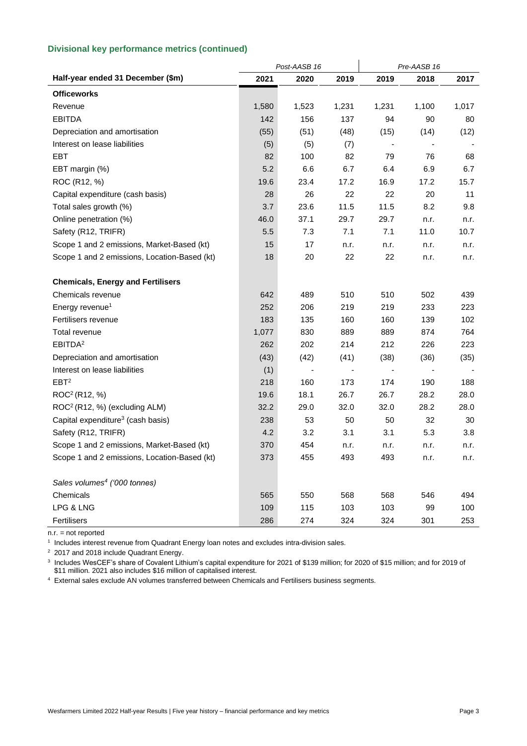## Divisional key performance metrics (continued)

| | *Post-AASB 16* | | | *Pre-AASB 16* | | |
|---|---|---|---|---|---|---|
| **Half-year ended 31 December ($m)** | **2021** | **2020** | **2019** | **2019** | **2018** | **2017** |
| **Officeworks** | | | | | | |
| Revenue | 1,580 | 1,523 | 1,231 | 1,231 | 1,100 | 1,017 |
| EBITDA | 142 | 156 | 137 | 94 | 90 | 80 |
| Depreciation and amortisation | (55) | (51) | (48) | (15) | (14) | (12) |
| Interest on lease liabilities | (5) | (5) | (7) | - | - | - |
| EBT | 82 | 100 | 82 | 79 | 76 | 68 |
| EBT margin (%) | 5.2 | 6.6 | 6.7 | 6.4 | 6.9 | 6.7 |
| ROC (R12, %) | 19.6 | 23.4 | 17.2 | 16.9 | 17.2 | 15.7 |
| Capital expenditure (cash basis) | 28 | 26 | 22 | 22 | 20 | 11 |
| Total sales growth (%) | 3.7 | 23.6 | 11.5 | 11.5 | 8.2 | 9.8 |
| Online penetration (%) | 46.0 | 37.1 | 29.7 | 29.7 | n.r. | n.r. |
| Safety (R12, TRIFR) | 5.5 | 7.3 | 7.1 | 7.1 | 11.0 | 10.7 |
| Scope 1 and 2 emissions, Market-Based (kt) | 15 | 17 | n.r. | n.r. | n.r. | n.r. |
| Scope 1 and 2 emissions, Location-Based (kt) | 18 | 20 | 22 | 22 | n.r. | n.r. |
| | | | | | | |
| **Chemicals, Energy and Fertilisers** | | | | | | |
| Chemicals revenue | 642 | 489 | 510 | 510 | 502 | 439 |
| Energy revenue[1] | 252 | 206 | 219 | 219 | 233 | 223 |
| Fertilisers revenue | 183 | 135 | 160 | 160 | 139 | 102 |
| Total revenue | 1,077 | 830 | 889 | 889 | 874 | 764 |
| EBITDA[2] | 262 | 202 | 214 | 212 | 226 | 223 |
| Depreciation and amortisation | (43) | (42) | (41) | (38) | (36) | (35) |
| Interest on lease liabilities | (1) | - | - | - | - | - |
| EBT[2] | 218 | 160 | 173 | 174 | 190 | 188 |
| ROC[2] (R12, %) | 19.6 | 18.1 | 26.7 | 26.7 | 28.2 | 28.0 |
| ROC[2] (R12, %) (excluding ALM) | 32.2 | 29.0 | 32.0 | 32.0 | 28.2 | 28.0 |
| Capital expenditure[3] (cash basis) | 238 | 53 | 50 | 50 | 32 | 30 |
| Safety (R12, TRIFR) | 4.2 | 3.2 | 3.1 | 3.1 | 5.3 | 3.8 |
| Scope 1 and 2 emissions, Market-Based (kt) | 370 | 454 | n.r. | n.r. | n.r. | n.r. |
| Scope 1 and 2 emissions, Location-Based (kt) | 373 | 455 | 493 | 493 | n.r. | n.r. |
| | | | | | | |
| *Sales volumes[4] ('000 tonnes)* | | | | | | |
| Chemicals | 565 | 550 | 568 | 568 | 546 | 494 |
| LPG & LNG | 109 | 115 | 103 | 103 | 99 | 100 |
| Fertilisers | 286 | 274 | 324 | 324 | 301 | 253 |

n.r. = not reported

[1] Includes interest revenue from Quadrant Energy loan notes and excludes intra-division sales.

[2] 2017 and 2018 include Quadrant Energy.

[3] Includes WesCEF's share of Covalent Lithium's capital expenditure for 2021 of $139 million; for 2020 of $15 million; and for 2019 of $11 million. 2021 also includes $16 million of capitalised interest.

[4] External sales exclude AN volumes transferred between Chemicals and Fertilisers business segments.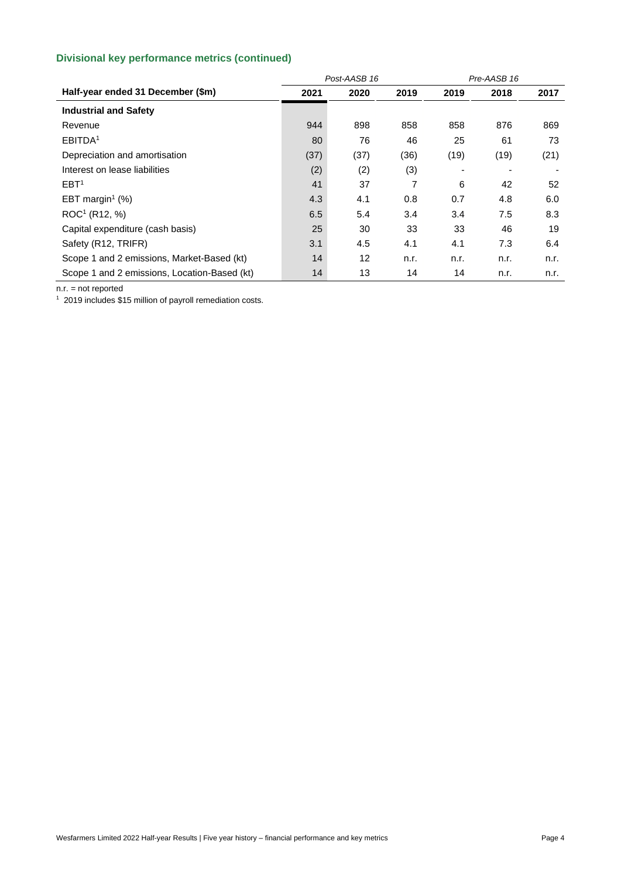## Divisional key performance metrics (continued)

| | *Post-AASB 16* | | | *Pre-AASB 16* | | |
|---|---|---|---|---|---|---|
| **Half-year ended 31 December ($m)** | **2021** | **2020** | **2019** | **2019** | **2018** | **2017** |
| **Industrial and Safety** | | | | | | |
| Revenue | 944 | 898 | 858 | 858 | 876 | 869 |
| EBITDA[1] | 80 | 76 | 46 | 25 | 61 | 73 |
| Depreciation and amortisation | (37) | (37) | (36) | (19) | (19) | (21) |
| Interest on lease liabilities | (2) | (2) | (3) | - | - | - |
| EBT[1] | 41 | 37 | 7 | 6 | 42 | 52 |
| EBT margin[1] (%) | 4.3 | 4.1 | 0.8 | 0.7 | 4.8 | 6.0 |
| ROC[1] (R12, %) | 6.5 | 5.4 | 3.4 | 3.4 | 7.5 | 8.3 |
| Capital expenditure (cash basis) | 25 | 30 | 33 | 33 | 46 | 19 |
| Safety (R12, TRIFR) | 3.1 | 4.5 | 4.1 | 4.1 | 7.3 | 6.4 |
| Scope 1 and 2 emissions, Market-Based (kt) | 14 | 12 | n.r. | n.r. | n.r. | n.r. |
| Scope 1 and 2 emissions, Location-Based (kt) | 14 | 13 | 14 | 14 | n.r. | n.r. |

n.r. = not reported

[1] 2019 includes $15 million of payroll remediation costs.